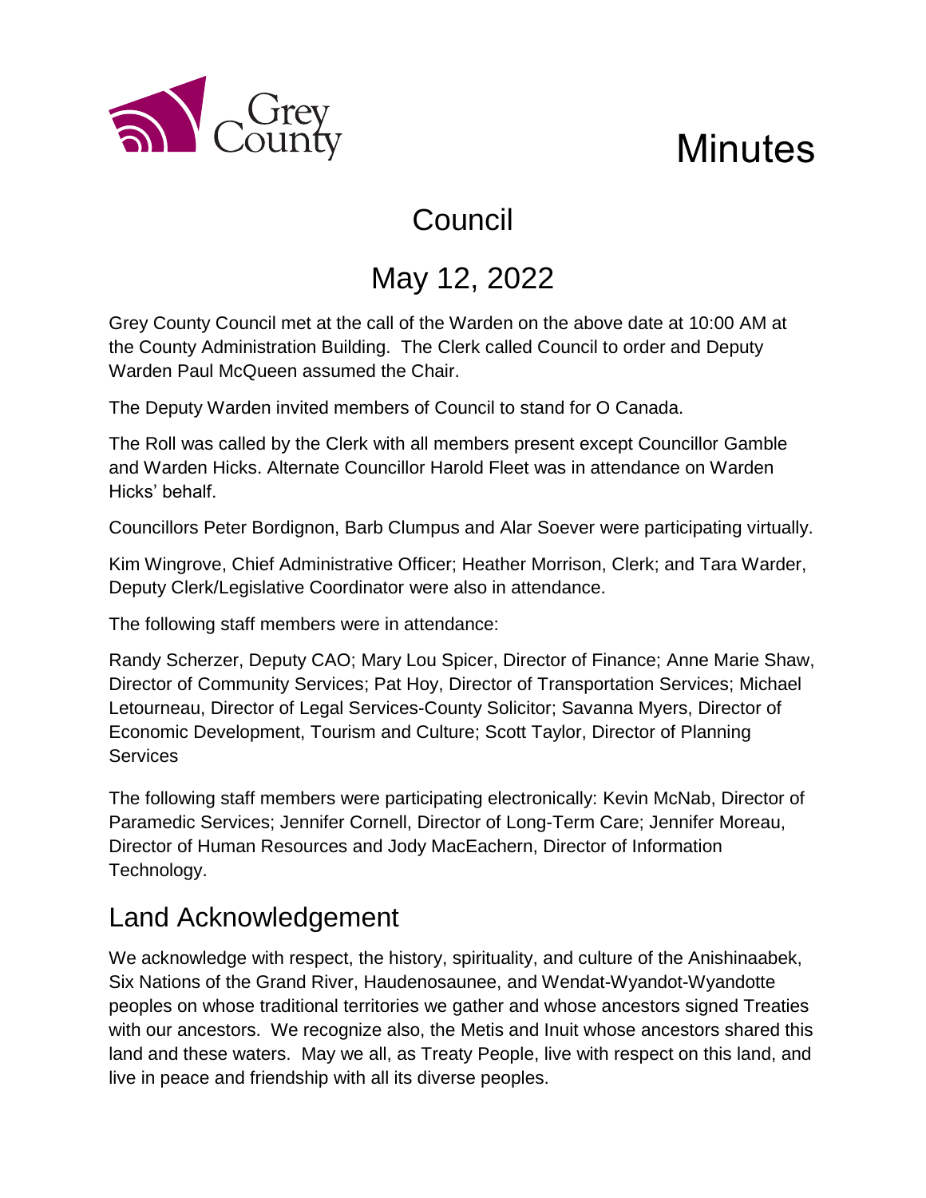Grey County

# Minutes

## Council

## May 12, 2022

Grey County Council met at the call of the Warden on the above date at 10:00 AM at the County Administration Building. The Clerk called Council to order and Deputy Warden Paul McQueen assumed the Chair.

The Deputy Warden invited members of Council to stand for O Canada.

The Roll was called by the Clerk with all members present except Councillor Gamble and Warden Hicks. Alternate Councillor Harold Fleet was in attendance on Warden Hicks' behalf.

Councillors Peter Bordignon, Barb Clumpus and Alar Soever were participating virtually.

Kim Wingrove, Chief Administrative Officer; Heather Morrison, Clerk; and Tara Warder, Deputy Clerk/Legislative Coordinator were also in attendance.

The following staff members were in attendance:

Randy Scherzer, Deputy CAO; Mary Lou Spicer, Director of Finance; Anne Marie Shaw, Director of Community Services; Pat Hoy, Director of Transportation Services; Michael Letourneau, Director of Legal Services-County Solicitor; Savanna Myers, Director of Economic Development, Tourism and Culture; Scott Taylor, Director of Planning Services

The following staff members were participating electronically: Kevin McNab, Director of Paramedic Services; Jennifer Cornell, Director of Long-Term Care; Jennifer Moreau, Director of Human Resources and Jody MacEachern, Director of Information Technology.

## Land Acknowledgement

We acknowledge with respect, the history, spirituality, and culture of the Anishinaabek, Six Nations of the Grand River, Haudenosaunee, and Wendat-Wyandot-Wyandotte peoples on whose traditional territories we gather and whose ancestors signed Treaties with our ancestors. We recognize also, the Metis and Inuit whose ancestors shared this land and these waters. May we all, as Treaty People, live with respect on this land, and live in peace and friendship with all its diverse peoples.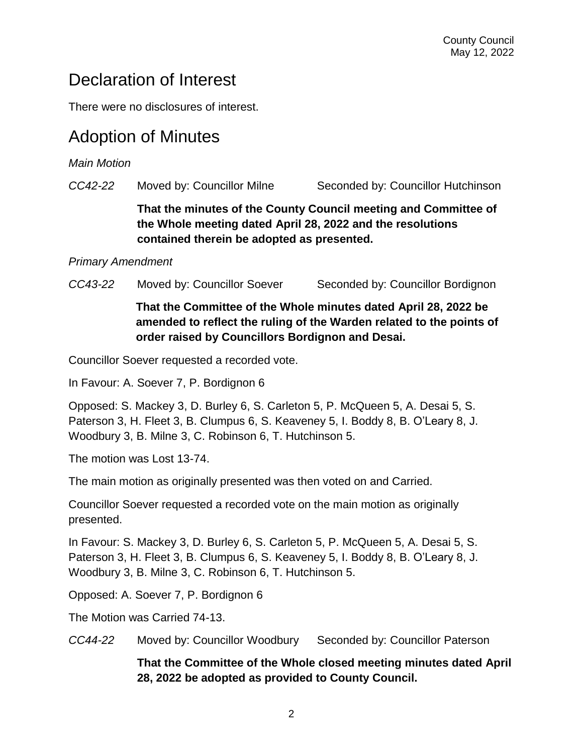## Declaration of Interest

There were no disclosures of interest.

## Adoption of Minutes

*Main Motion*

*CC42-22* Moved by: Councillor Milne Seconded by: Councillor Hutchinson

**That the minutes of the County Council meeting and Committee of the Whole meeting dated April 28, 2022 and the resolutions contained therein be adopted as presented.**

*Primary Amendment*

*CC43-22* Moved by: Councillor Soever Seconded by: Councillor Bordignon

**That the Committee of the Whole minutes dated April 28, 2022 be amended to reflect the ruling of the Warden related to the points of order raised by Councillors Bordignon and Desai.**

Councillor Soever requested a recorded vote.

In Favour: A. Soever 7, P. Bordignon 6

Opposed: S. Mackey 3, D. Burley 6, S. Carleton 5, P. McQueen 5, A. Desai 5, S. Paterson 3, H. Fleet 3, B. Clumpus 6, S. Keaveney 5, I. Boddy 8, B. O'Leary 8, J. Woodbury 3, B. Milne 3, C. Robinson 6, T. Hutchinson 5.

The motion was Lost 13-74.

The main motion as originally presented was then voted on and Carried.

Councillor Soever requested a recorded vote on the main motion as originally presented.

In Favour: S. Mackey 3, D. Burley 6, S. Carleton 5, P. McQueen 5, A. Desai 5, S. Paterson 3, H. Fleet 3, B. Clumpus 6, S. Keaveney 5, I. Boddy 8, B. O'Leary 8, J. Woodbury 3, B. Milne 3, C. Robinson 6, T. Hutchinson 5.

Opposed: A. Soever 7, P. Bordignon 6

The Motion was Carried 74-13.

*CC44-22* Moved by: Councillor Woodbury Seconded by: Councillor Paterson

**That the Committee of the Whole closed meeting minutes dated April 28, 2022 be adopted as provided to County Council.**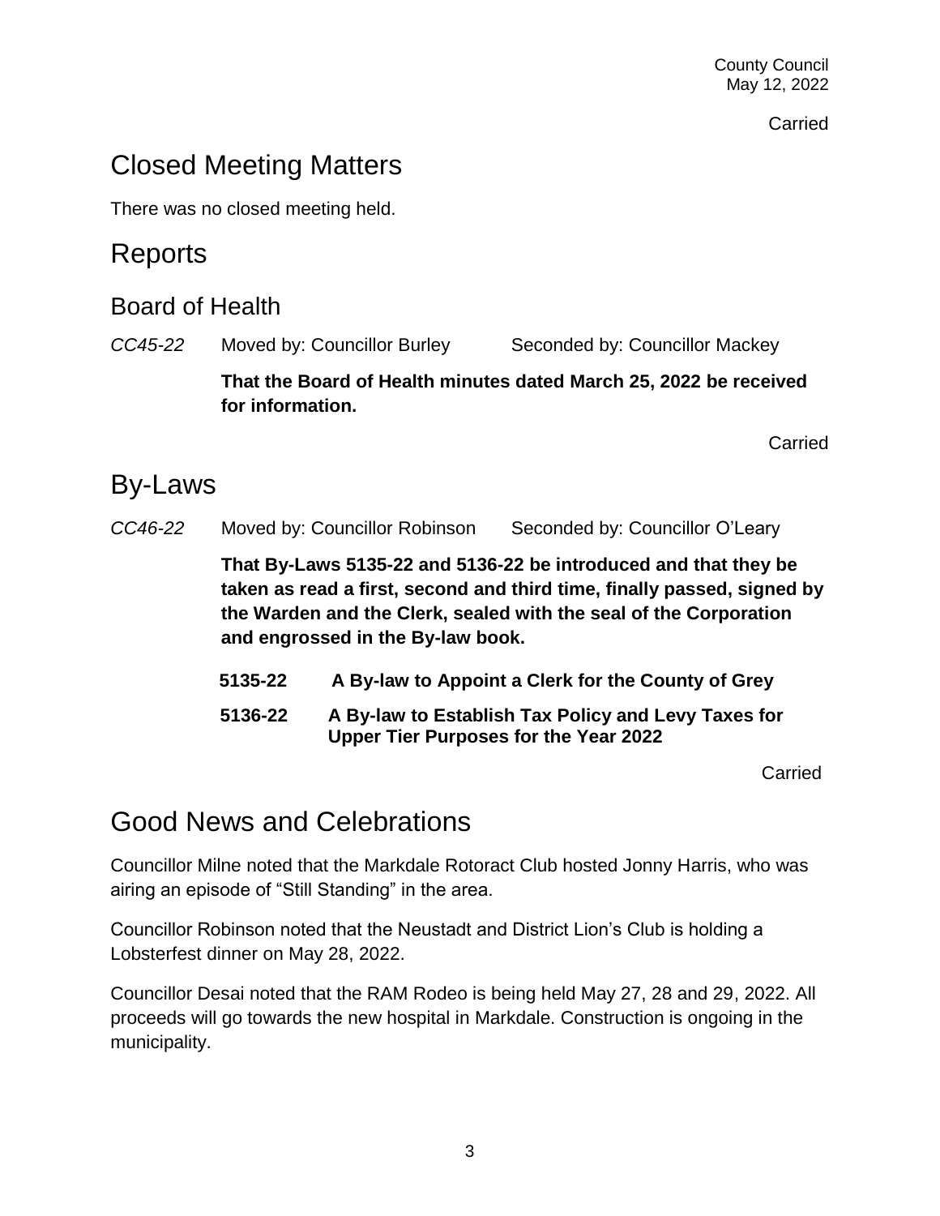Carried

# Closed Meeting Matters

There was no closed meeting held.

# Reports

## Board of Health

*CC45-22* Moved by: Councillor Burley Seconded by: Councillor Mackey

**That the Board of Health minutes dated March 25, 2022 be received for information.**

Carried

# By-Laws

*CC46-22* Moved by: Councillor Robinson Seconded by: Councillor O'Leary

**That By-Laws 5135-22 and 5136-22 be introduced and that they be taken as read a first, second and third time, finally passed, signed by the Warden and the Clerk, sealed with the seal of the Corporation and engrossed in the By-law book.**

**5135-22 A By-law to Appoint a Clerk for the County of Grey**

**5136-22 A By-law to Establish Tax Policy and Levy Taxes for Upper Tier Purposes for the Year 2022**

Carried

# Good News and Celebrations

Councillor Milne noted that the Markdale Rotoract Club hosted Jonny Harris, who was airing an episode of "Still Standing" in the area.

Councillor Robinson noted that the Neustadt and District Lion's Club is holding a Lobsterfest dinner on May 28, 2022.

Councillor Desai noted that the RAM Rodeo is being held May 27, 28 and 29, 2022. All proceeds will go towards the new hospital in Markdale. Construction is ongoing in the municipality.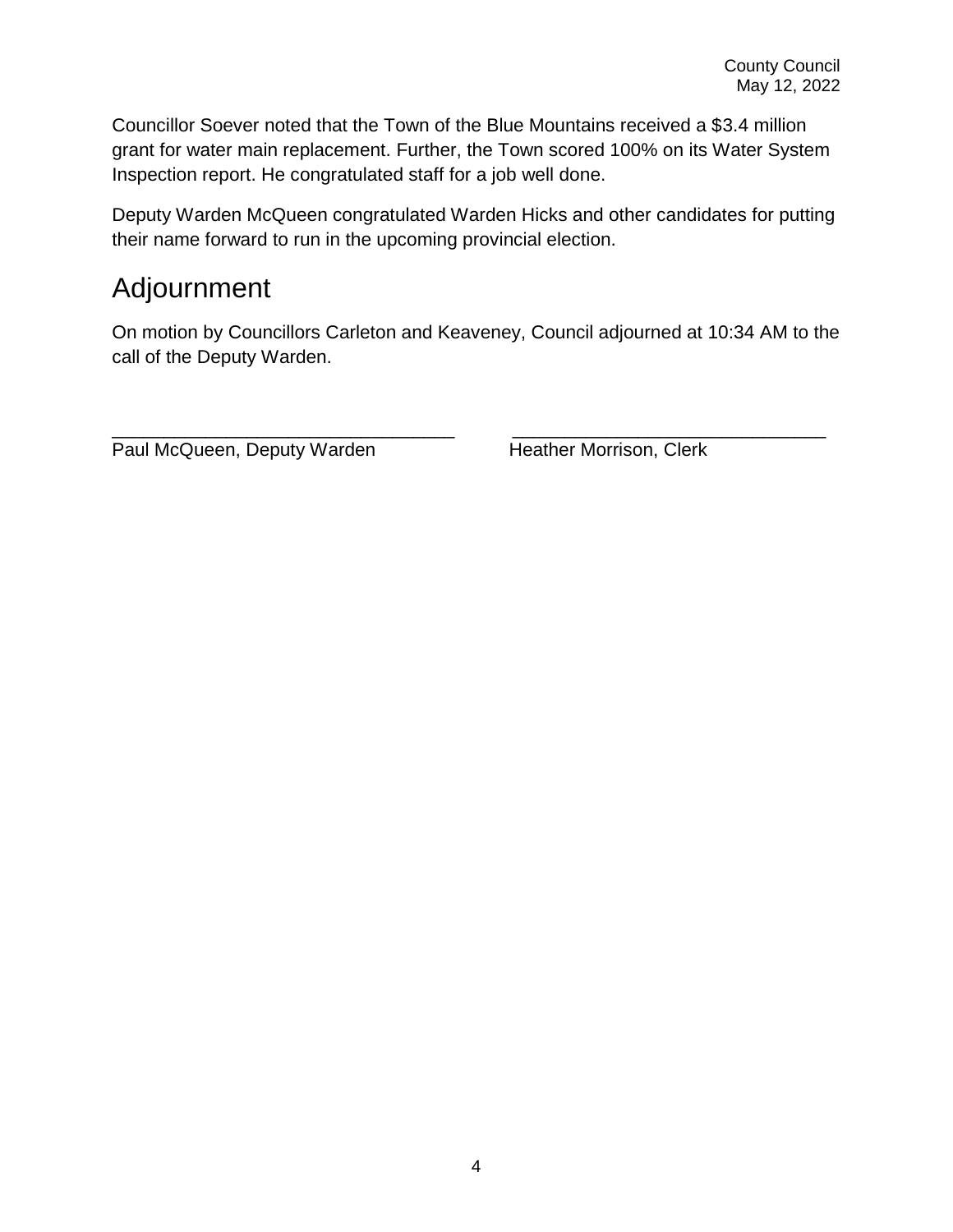Councillor Soever noted that the Town of the Blue Mountains received a $3.4 million grant for water main replacement. Further, the Town scored 100% on its Water System Inspection report. He congratulated staff for a job well done.

Deputy Warden McQueen congratulated Warden Hicks and other candidates for putting their name forward to run in the upcoming provincial election.

# Adjournment

On motion by Councillors Carleton and Keaveney, Council adjourned at 10:34 AM to the call of the Deputy Warden.

\_\_\_\_\_\_\_\_\_\_\_\_\_\_\_\_\_\_\_\_\_\_\_\_\_\_\_\_\_\_\_\_\_\_
Paul McQueen, Deputy Warden

\_\_\_\_\_\_\_\_\_\_\_\_\_\_\_\_\_\_\_\_\_\_\_\_\_\_\_\_\_\_\_\_\_\_
Heather Morrison, Clerk